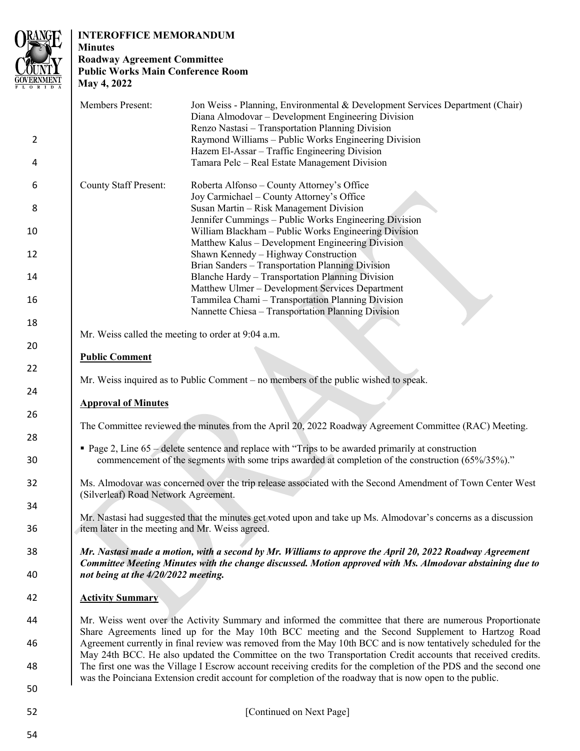**INTEROFFICE MEMORANDUM**
**Minutes**
**Roadway Agreement Committee**
**Public Works Main Conference Room**
**May 4, 2022**

| | |
|---|---|
| Members Present: | Jon Weiss - Planning, Environmental & Development Services Department (Chair)<br>Diana Almodovar – Development Engineering Division<br>Renzo Nastasi – Transportation Planning Division<br>Raymond Williams – Public Works Engineering Division<br>Hazem El-Assar – Traffic Engineering Division<br>Tamara Pelc – Real Estate Management Division |
| County Staff Present: | Roberta Alfonso – County Attorney's Office<br>Joy Carmichael – County Attorney's Office<br>Susan Martin – Risk Management Division<br>Jennifer Cummings – Public Works Engineering Division<br>William Blackham – Public Works Engineering Division<br>Matthew Kalus – Development Engineering Division<br>Shawn Kennedy – Highway Construction<br>Brian Sanders – Transportation Planning Division<br>Blanche Hardy – Transportation Planning Division<br>Matthew Ulmer – Development Services Department<br>Tammilea Chami – Transportation Planning Division<br>Nannette Chiesa – Transportation Planning Division |

Mr. Weiss called the meeting to order at 9:04 a.m.

**Public Comment**

Mr. Weiss inquired as to Public Comment – no members of the public wished to speak.

**Approval of Minutes**

The Committee reviewed the minutes from the April 20, 2022 Roadway Agreement Committee (RAC) Meeting.

- Page 2, Line 65 – delete sentence and replace with "Trips to be awarded primarily at construction commencement of the segments with some trips awarded at completion of the construction (65%/35%)."

Ms. Almodovar was concerned over the trip release associated with the Second Amendment of Town Center West (Silverleaf) Road Network Agreement.

Mr. Nastasi had suggested that the minutes get voted upon and take up Ms. Almodovar's concerns as a discussion item later in the meeting and Mr. Weiss agreed.

***Mr. Nastasi made a motion, with a second by Mr. Williams to approve the April 20, 2022 Roadway Agreement Committee Meeting Minutes with the change discussed. Motion approved with Ms. Almodovar abstaining due to not being at the 4/20/2022 meeting.***

**Activity Summary**

Mr. Weiss went over the Activity Summary and informed the committee that there are numerous Proportionate Share Agreements lined up for the May 10th BCC meeting and the Second Supplement to Hartzog Road Agreement currently in final review was removed from the May 10th BCC and is now tentatively scheduled for the May 24th BCC. He also updated the Committee on the two Transportation Credit accounts that received credits. The first one was the Village I Escrow account receiving credits for the completion of the PDS and the second one was the Poinciana Extension credit account for completion of the roadway that is now open to the public.

[Continued on Next Page]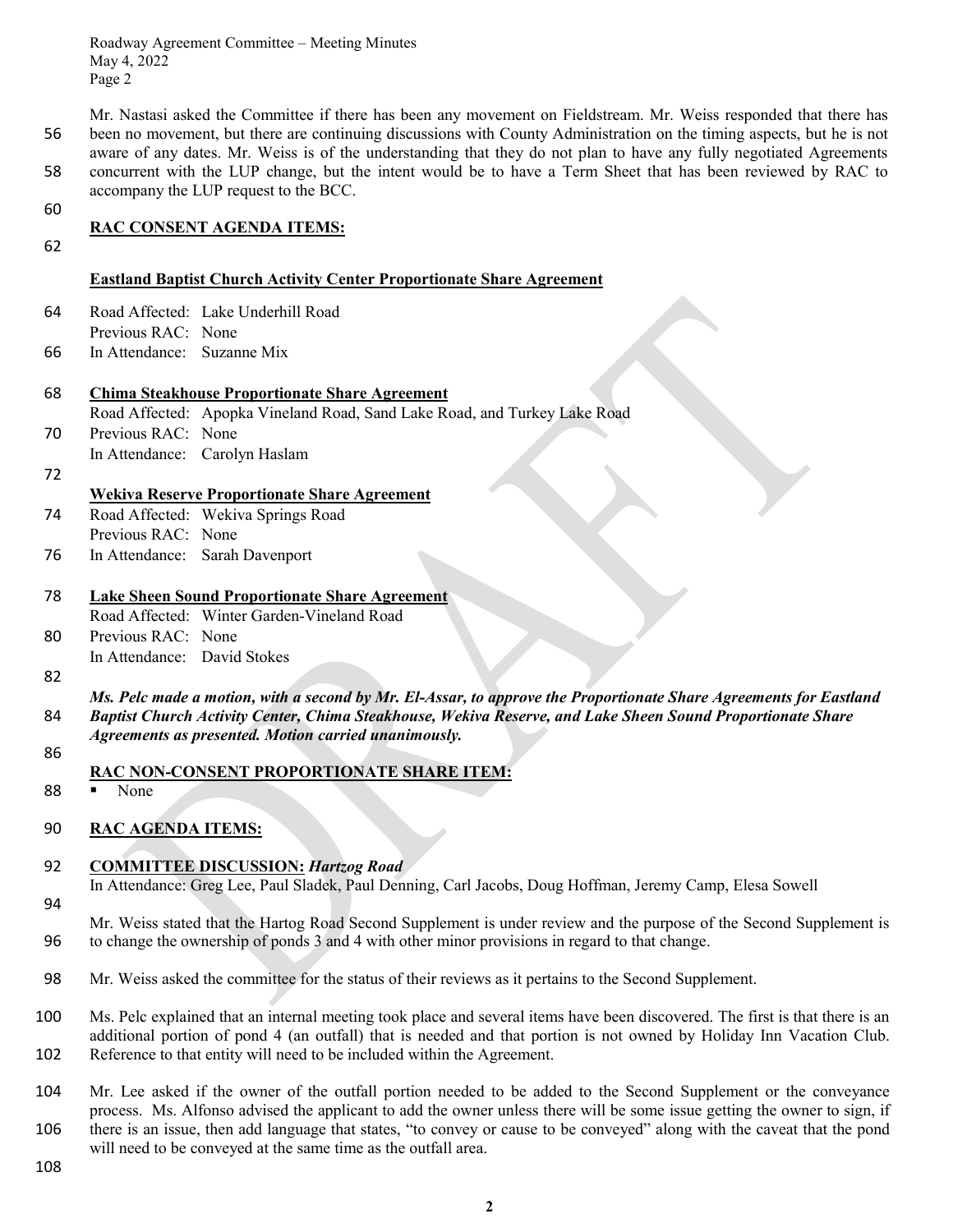Mr. Nastasi asked the Committee if there has been any movement on Fieldstream. Mr. Weiss responded that there has been no movement, but there are continuing discussions with County Administration on the timing aspects, but he is not aware of any dates. Mr. Weiss is of the understanding that they do not plan to have any fully negotiated Agreements concurrent with the LUP change, but the intent would be to have a Term Sheet that has been reviewed by RAC to accompany the LUP request to the BCC.

**RAC CONSENT AGENDA ITEMS:**

**Eastland Baptist Church Activity Center Proportionate Share Agreement**

Road Affected: Lake Underhill Road
Previous RAC: None
In Attendance: Suzanne Mix

**Chima Steakhouse Proportionate Share Agreement**

Road Affected: Apopka Vineland Road, Sand Lake Road, and Turkey Lake Road
Previous RAC: None
In Attendance: Carolyn Haslam

**Wekiva Reserve Proportionate Share Agreement**

Road Affected: Wekiva Springs Road
Previous RAC: None
In Attendance: Sarah Davenport

**Lake Sheen Sound Proportionate Share Agreement**

Road Affected: Winter Garden-Vineland Road
Previous RAC: None
In Attendance: David Stokes

***Ms. Pelc made a motion, with a second by Mr. El-Assar, to approve the Proportionate Share Agreements for Eastland Baptist Church Activity Center, Chima Steakhouse, Wekiva Reserve, and Lake Sheen Sound Proportionate Share Agreements as presented. Motion carried unanimously.***

**RAC NON-CONSENT PROPORTIONATE SHARE ITEM:**

- None

**RAC AGENDA ITEMS:**

**COMMITTEE DISCUSSION:** ***Hartzog Road***

In Attendance: Greg Lee, Paul Sladek, Paul Denning, Carl Jacobs, Doug Hoffman, Jeremy Camp, Elesa Sowell

Mr. Weiss stated that the Hartog Road Second Supplement is under review and the purpose of the Second Supplement is to change the ownership of ponds 3 and 4 with other minor provisions in regard to that change.

Mr. Weiss asked the committee for the status of their reviews as it pertains to the Second Supplement.

Ms. Pelc explained that an internal meeting took place and several items have been discovered. The first is that there is an additional portion of pond 4 (an outfall) that is needed and that portion is not owned by Holiday Inn Vacation Club. Reference to that entity will need to be included within the Agreement.

Mr. Lee asked if the owner of the outfall portion needed to be added to the Second Supplement or the conveyance process. Ms. Alfonso advised the applicant to add the owner unless there will be some issue getting the owner to sign, if there is an issue, then add language that states, "to convey or cause to be conveyed" along with the caveat that the pond will need to be conveyed at the same time as the outfall area.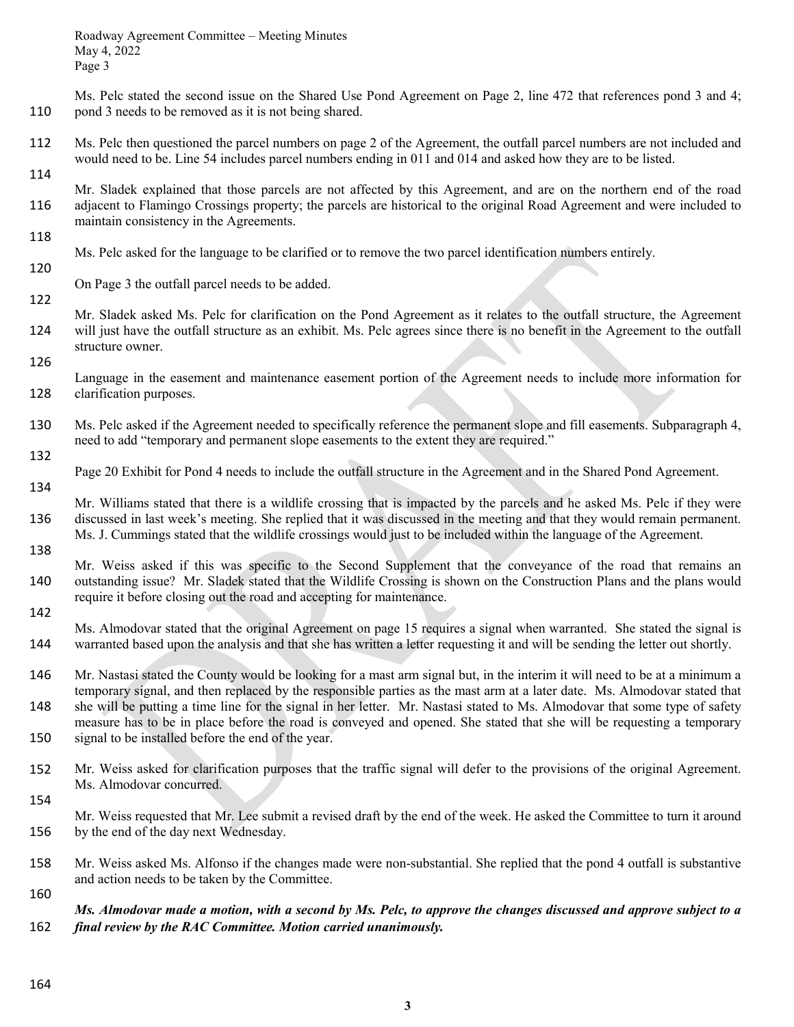Ms. Pelc stated the second issue on the Shared Use Pond Agreement on Page 2, line 472 that references pond 3 and 4; pond 3 needs to be removed as it is not being shared.

Ms. Pelc then questioned the parcel numbers on page 2 of the Agreement, the outfall parcel numbers are not included and would need to be. Line 54 includes parcel numbers ending in 011 and 014 and asked how they are to be listed.

Mr. Sladek explained that those parcels are not affected by this Agreement, and are on the northern end of the road adjacent to Flamingo Crossings property; the parcels are historical to the original Road Agreement and were included to maintain consistency in the Agreements.

Ms. Pelc asked for the language to be clarified or to remove the two parcel identification numbers entirely.

On Page 3 the outfall parcel needs to be added.

Mr. Sladek asked Ms. Pelc for clarification on the Pond Agreement as it relates to the outfall structure, the Agreement will just have the outfall structure as an exhibit. Ms. Pelc agrees since there is no benefit in the Agreement to the outfall structure owner.

Language in the easement and maintenance easement portion of the Agreement needs to include more information for clarification purposes.

Ms. Pelc asked if the Agreement needed to specifically reference the permanent slope and fill easements. Subparagraph 4, need to add "temporary and permanent slope easements to the extent they are required."

Page 20 Exhibit for Pond 4 needs to include the outfall structure in the Agreement and in the Shared Pond Agreement.

Mr. Williams stated that there is a wildlife crossing that is impacted by the parcels and he asked Ms. Pelc if they were discussed in last week's meeting. She replied that it was discussed in the meeting and that they would remain permanent. Ms. J. Cummings stated that the wildlife crossings would just to be included within the language of the Agreement.

Mr. Weiss asked if this was specific to the Second Supplement that the conveyance of the road that remains an outstanding issue? Mr. Sladek stated that the Wildlife Crossing is shown on the Construction Plans and the plans would require it before closing out the road and accepting for maintenance.

Ms. Almodovar stated that the original Agreement on page 15 requires a signal when warranted. She stated the signal is warranted based upon the analysis and that she has written a letter requesting it and will be sending the letter out shortly.

Mr. Nastasi stated the County would be looking for a mast arm signal but, in the interim it will need to be at a minimum a temporary signal, and then replaced by the responsible parties as the mast arm at a later date. Ms. Almodovar stated that she will be putting a time line for the signal in her letter. Mr. Nastasi stated to Ms. Almodovar that some type of safety measure has to be in place before the road is conveyed and opened. She stated that she will be requesting a temporary signal to be installed before the end of the year.

Mr. Weiss asked for clarification purposes that the traffic signal will defer to the provisions of the original Agreement. Ms. Almodovar concurred.

Mr. Weiss requested that Mr. Lee submit a revised draft by the end of the week. He asked the Committee to turn it around by the end of the day next Wednesday.

Mr. Weiss asked Ms. Alfonso if the changes made were non-substantial. She replied that the pond 4 outfall is substantive and action needs to be taken by the Committee.

***Ms. Almodovar made a motion, with a second by Ms. Pelc, to approve the changes discussed and approve subject to a final review by the RAC Committee. Motion carried unanimously.***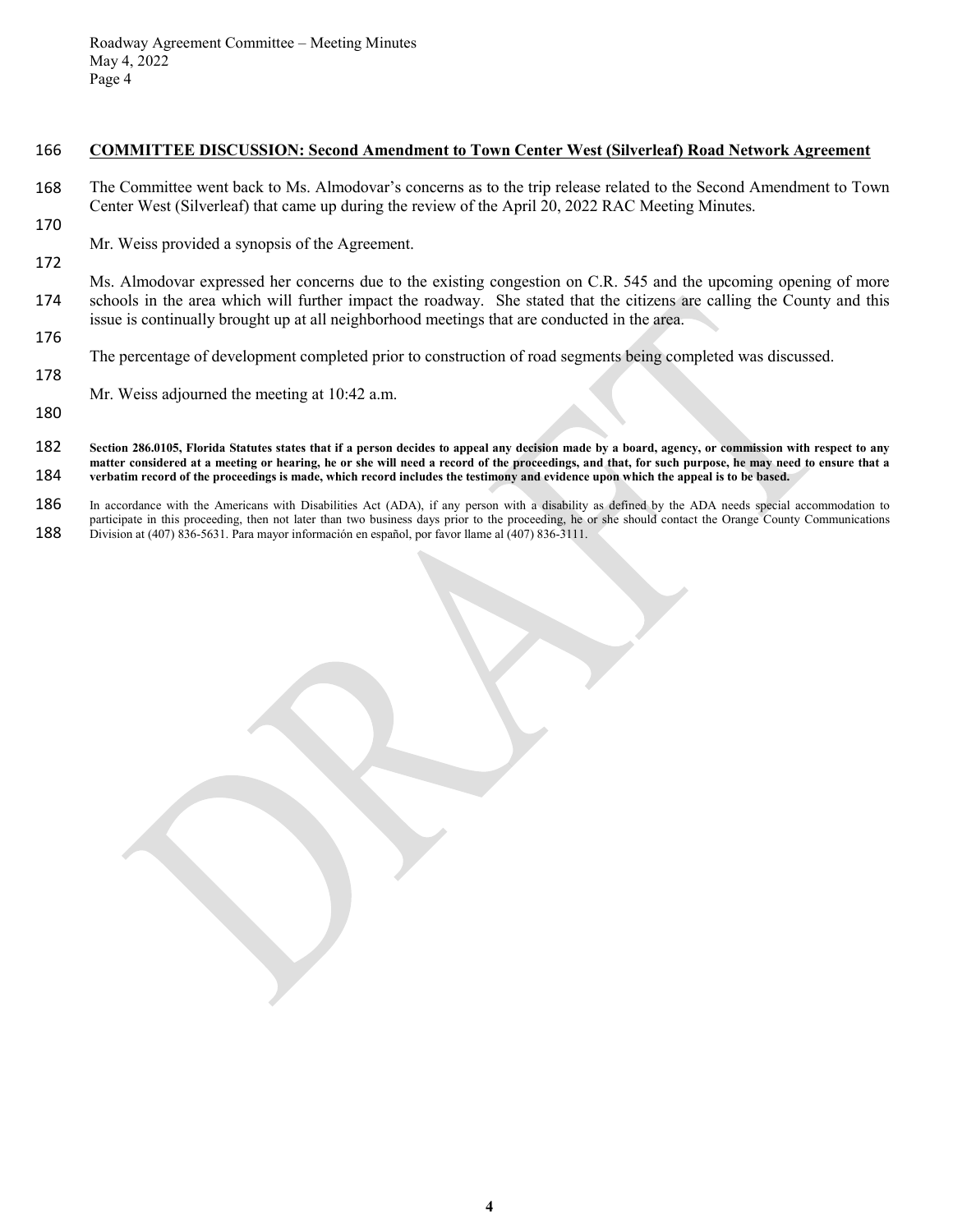**COMMITTEE DISCUSSION: Second Amendment to Town Center West (Silverleaf) Road Network Agreement**

The Committee went back to Ms. Almodovar's concerns as to the trip release related to the Second Amendment to Town Center West (Silverleaf) that came up during the review of the April 20, 2022 RAC Meeting Minutes.

Mr. Weiss provided a synopsis of the Agreement.

Ms. Almodovar expressed her concerns due to the existing congestion on C.R. 545 and the upcoming opening of more schools in the area which will further impact the roadway. She stated that the citizens are calling the County and this issue is continually brought up at all neighborhood meetings that are conducted in the area.

The percentage of development completed prior to construction of road segments being completed was discussed.

Mr. Weiss adjourned the meeting at 10:42 a.m.

**Section 286.0105, Florida Statutes states that if a person decides to appeal any decision made by a board, agency, or commission with respect to any matter considered at a meeting or hearing, he or she will need a record of the proceedings, and that, for such purpose, he may need to ensure that a verbatim record of the proceedings is made, which record includes the testimony and evidence upon which the appeal is to be based.**

In accordance with the Americans with Disabilities Act (ADA), if any person with a disability as defined by the ADA needs special accommodation to participate in this proceeding, then not later than two business days prior to the proceeding, he or she should contact the Orange County Communications Division at (407) 836-5631. Para mayor información en español, por favor llame al (407) 836-3111.